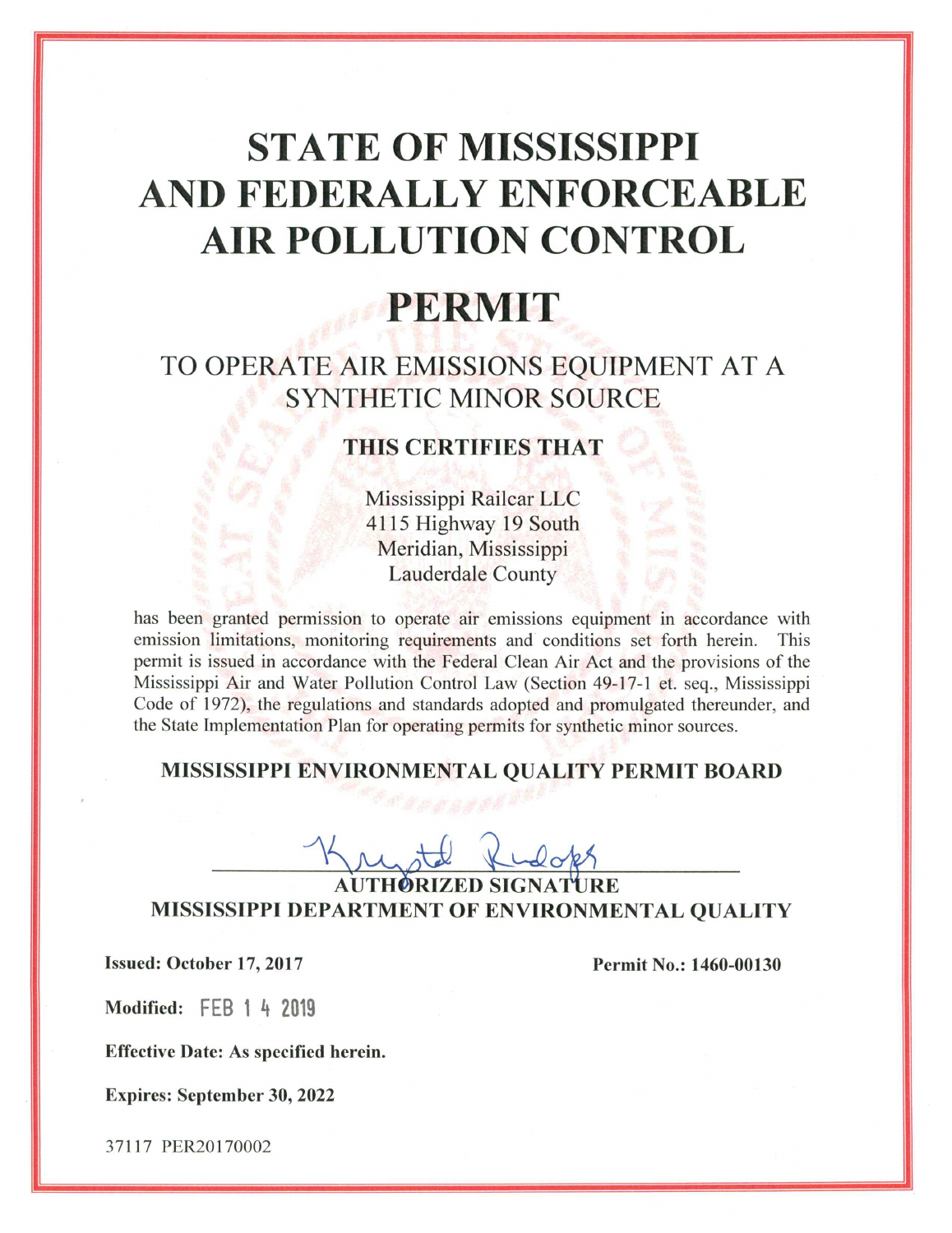# STATE OF MISSISSIPPI AND FEDERALLY ENFORCEABLE AIR POLLUTION CONTROL

# PERMIT

## TO OPERATE AIR EMISSIONS EQUIPMENT AT A SYNTHETIC MINOR SOURCE

### THIS CERTIFIES THAT

Mississippi Railcar LLC
4115 Highway 19 South
Meridian, Mississippi
Lauderdale County

has been granted permission to operate air emissions equipment in accordance with emission limitations, monitoring requirements and conditions set forth herein. This permit is issued in accordance with the Federal Clean Air Act and the provisions of the Mississippi Air and Water Pollution Control Law (Section 49-17-1 et. seq., Mississippi Code of 1972), the regulations and standards adopted and promulgated thereunder, and the State Implementation Plan for operating permits for synthetic minor sources.

**MISSISSIPPI ENVIRONMENTAL QUALITY PERMIT BOARD**

Krystal Rudolph

**AUTHORIZED SIGNATURE**
**MISSISSIPPI DEPARTMENT OF ENVIRONMENTAL QUALITY**

**Issued: October 17, 2017** **Permit No.: 1460-00130**

**Modified:** FEB 14 2019

**Effective Date: As specified herein.**

**Expires: September 30, 2022**

37117 PER20170002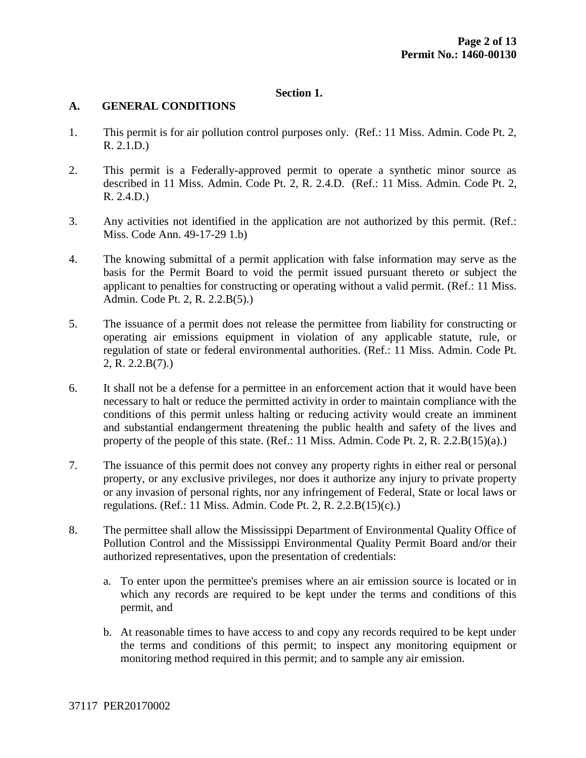**Section 1.**

## A. GENERAL CONDITIONS

1. This permit is for air pollution control purposes only. (Ref.: 11 Miss. Admin. Code Pt. 2, R. 2.1.D.)

2. This permit is a Federally-approved permit to operate a synthetic minor source as described in 11 Miss. Admin. Code Pt. 2, R. 2.4.D. (Ref.: 11 Miss. Admin. Code Pt. 2, R. 2.4.D.)

3. Any activities not identified in the application are not authorized by this permit. (Ref.: Miss. Code Ann. 49-17-29 1.b)

4. The knowing submittal of a permit application with false information may serve as the basis for the Permit Board to void the permit issued pursuant thereto or subject the applicant to penalties for constructing or operating without a valid permit. (Ref.: 11 Miss. Admin. Code Pt. 2, R. 2.2.B(5).)

5. The issuance of a permit does not release the permittee from liability for constructing or operating air emissions equipment in violation of any applicable statute, rule, or regulation of state or federal environmental authorities. (Ref.: 11 Miss. Admin. Code Pt. 2, R. 2.2.B(7).)

6. It shall not be a defense for a permittee in an enforcement action that it would have been necessary to halt or reduce the permitted activity in order to maintain compliance with the conditions of this permit unless halting or reducing activity would create an imminent and substantial endangerment threatening the public health and safety of the lives and property of the people of this state. (Ref.: 11 Miss. Admin. Code Pt. 2, R. 2.2.B(15)(a).)

7. The issuance of this permit does not convey any property rights in either real or personal property, or any exclusive privileges, nor does it authorize any injury to private property or any invasion of personal rights, nor any infringement of Federal, State or local laws or regulations. (Ref.: 11 Miss. Admin. Code Pt. 2, R. 2.2.B(15)(c).)

8. The permittee shall allow the Mississippi Department of Environmental Quality Office of Pollution Control and the Mississippi Environmental Quality Permit Board and/or their authorized representatives, upon the presentation of credentials:

   a. To enter upon the permittee's premises where an air emission source is located or in which any records are required to be kept under the terms and conditions of this permit, and

   b. At reasonable times to have access to and copy any records required to be kept under the terms and conditions of this permit; to inspect any monitoring equipment or monitoring method required in this permit; and to sample any air emission.

37117 PER20170002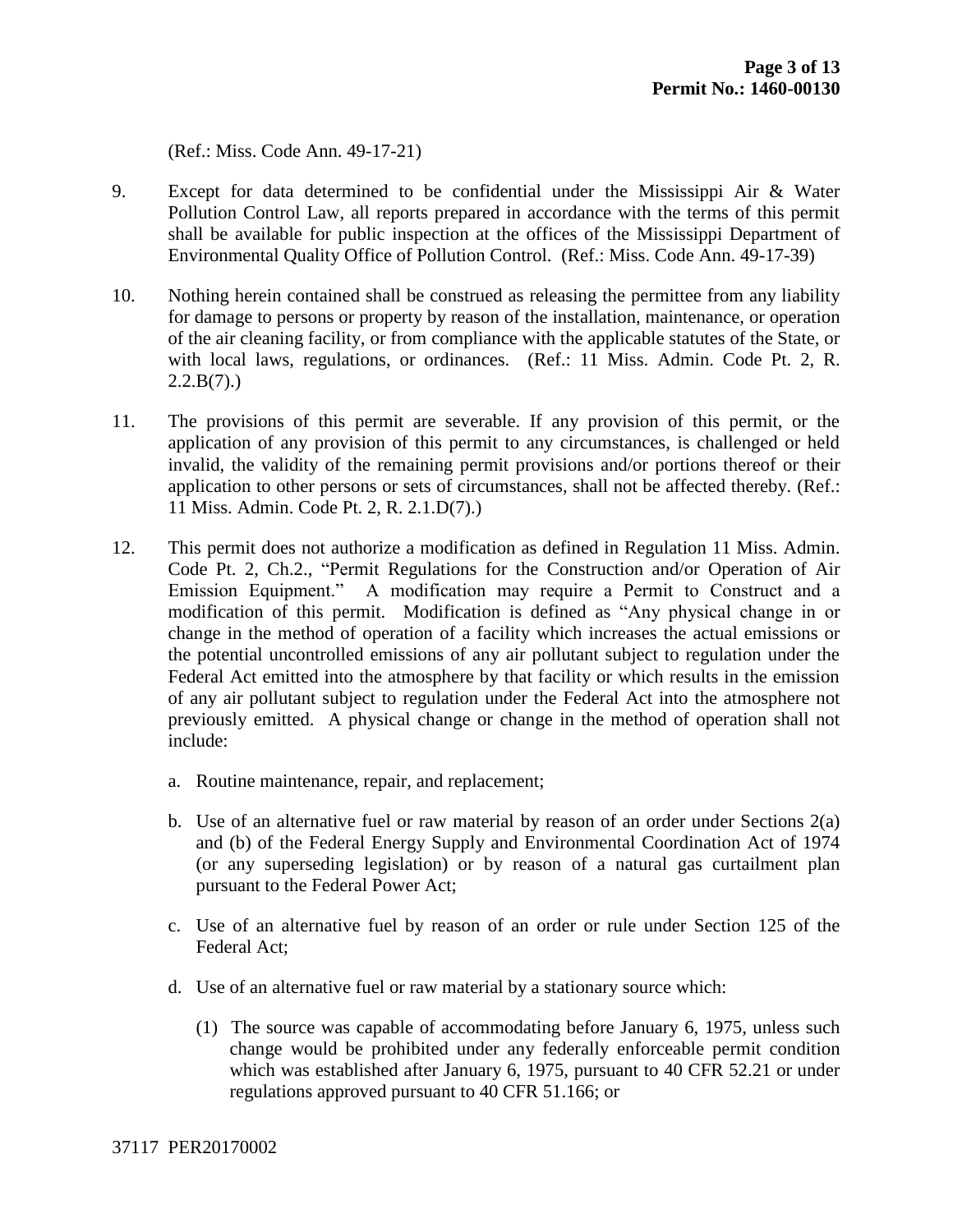(Ref.: Miss. Code Ann. 49-17-21)

9. Except for data determined to be confidential under the Mississippi Air & Water Pollution Control Law, all reports prepared in accordance with the terms of this permit shall be available for public inspection at the offices of the Mississippi Department of Environmental Quality Office of Pollution Control. (Ref.: Miss. Code Ann. 49-17-39)

10. Nothing herein contained shall be construed as releasing the permittee from any liability for damage to persons or property by reason of the installation, maintenance, or operation of the air cleaning facility, or from compliance with the applicable statutes of the State, or with local laws, regulations, or ordinances. (Ref.: 11 Miss. Admin. Code Pt. 2, R. 2.2.B(7).)

11. The provisions of this permit are severable. If any provision of this permit, or the application of any provision of this permit to any circumstances, is challenged or held invalid, the validity of the remaining permit provisions and/or portions thereof or their application to other persons or sets of circumstances, shall not be affected thereby. (Ref.: 11 Miss. Admin. Code Pt. 2, R. 2.1.D(7).)

12. This permit does not authorize a modification as defined in Regulation 11 Miss. Admin. Code Pt. 2, Ch.2., "Permit Regulations for the Construction and/or Operation of Air Emission Equipment." A modification may require a Permit to Construct and a modification of this permit. Modification is defined as "Any physical change in or change in the method of operation of a facility which increases the actual emissions or the potential uncontrolled emissions of any air pollutant subject to regulation under the Federal Act emitted into the atmosphere by that facility or which results in the emission of any air pollutant subject to regulation under the Federal Act into the atmosphere not previously emitted. A physical change or change in the method of operation shall not include:

    a. Routine maintenance, repair, and replacement;

    b. Use of an alternative fuel or raw material by reason of an order under Sections 2(a) and (b) of the Federal Energy Supply and Environmental Coordination Act of 1974 (or any superseding legislation) or by reason of a natural gas curtailment plan pursuant to the Federal Power Act;

    c. Use of an alternative fuel by reason of an order or rule under Section 125 of the Federal Act;

    d. Use of an alternative fuel or raw material by a stationary source which:

        (1) The source was capable of accommodating before January 6, 1975, unless such change would be prohibited under any federally enforceable permit condition which was established after January 6, 1975, pursuant to 40 CFR 52.21 or under regulations approved pursuant to 40 CFR 51.166; or

37117 PER20170002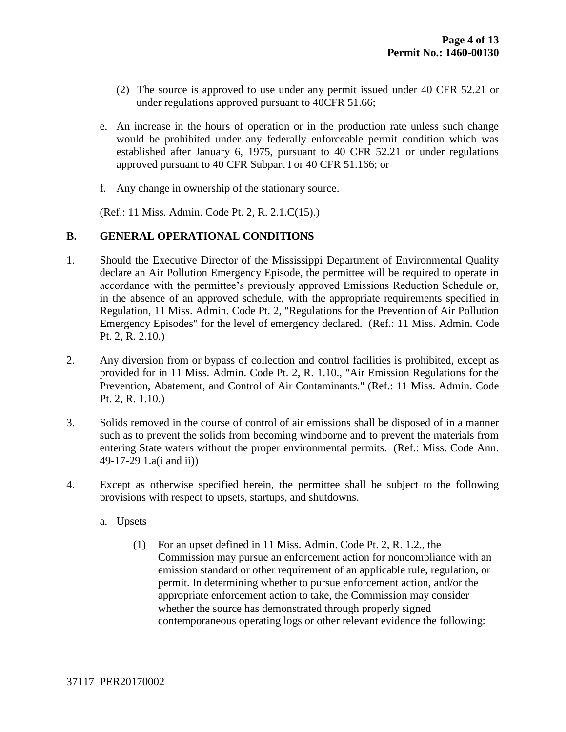(2) The source is approved to use under any permit issued under 40 CFR 52.21 or under regulations approved pursuant to 40CFR 51.66;

e. An increase in the hours of operation or in the production rate unless such change would be prohibited under any federally enforceable permit condition which was established after January 6, 1975, pursuant to 40 CFR 52.21 or under regulations approved pursuant to 40 CFR Subpart I or 40 CFR 51.166; or

f. Any change in ownership of the stationary source.

(Ref.: 11 Miss. Admin. Code Pt. 2, R. 2.1.C(15).)

## B. GENERAL OPERATIONAL CONDITIONS

1. Should the Executive Director of the Mississippi Department of Environmental Quality declare an Air Pollution Emergency Episode, the permittee will be required to operate in accordance with the permittee's previously approved Emissions Reduction Schedule or, in the absence of an approved schedule, with the appropriate requirements specified in Regulation, 11 Miss. Admin. Code Pt. 2, "Regulations for the Prevention of Air Pollution Emergency Episodes" for the level of emergency declared. (Ref.: 11 Miss. Admin. Code Pt. 2, R. 2.10.)

2. Any diversion from or bypass of collection and control facilities is prohibited, except as provided for in 11 Miss. Admin. Code Pt. 2, R. 1.10., "Air Emission Regulations for the Prevention, Abatement, and Control of Air Contaminants." (Ref.: 11 Miss. Admin. Code Pt. 2, R. 1.10.)

3. Solids removed in the course of control of air emissions shall be disposed of in a manner such as to prevent the solids from becoming windborne and to prevent the materials from entering State waters without the proper environmental permits. (Ref.: Miss. Code Ann. 49-17-29 1.a(i and ii))

4. Except as otherwise specified herein, the permittee shall be subject to the following provisions with respect to upsets, startups, and shutdowns.

   a. Upsets

      (1) For an upset defined in 11 Miss. Admin. Code Pt. 2, R. 1.2., the Commission may pursue an enforcement action for noncompliance with an emission standard or other requirement of an applicable rule, regulation, or permit. In determining whether to pursue enforcement action, and/or the appropriate enforcement action to take, the Commission may consider whether the source has demonstrated through properly signed contemporaneous operating logs or other relevant evidence the following:

37117 PER20170002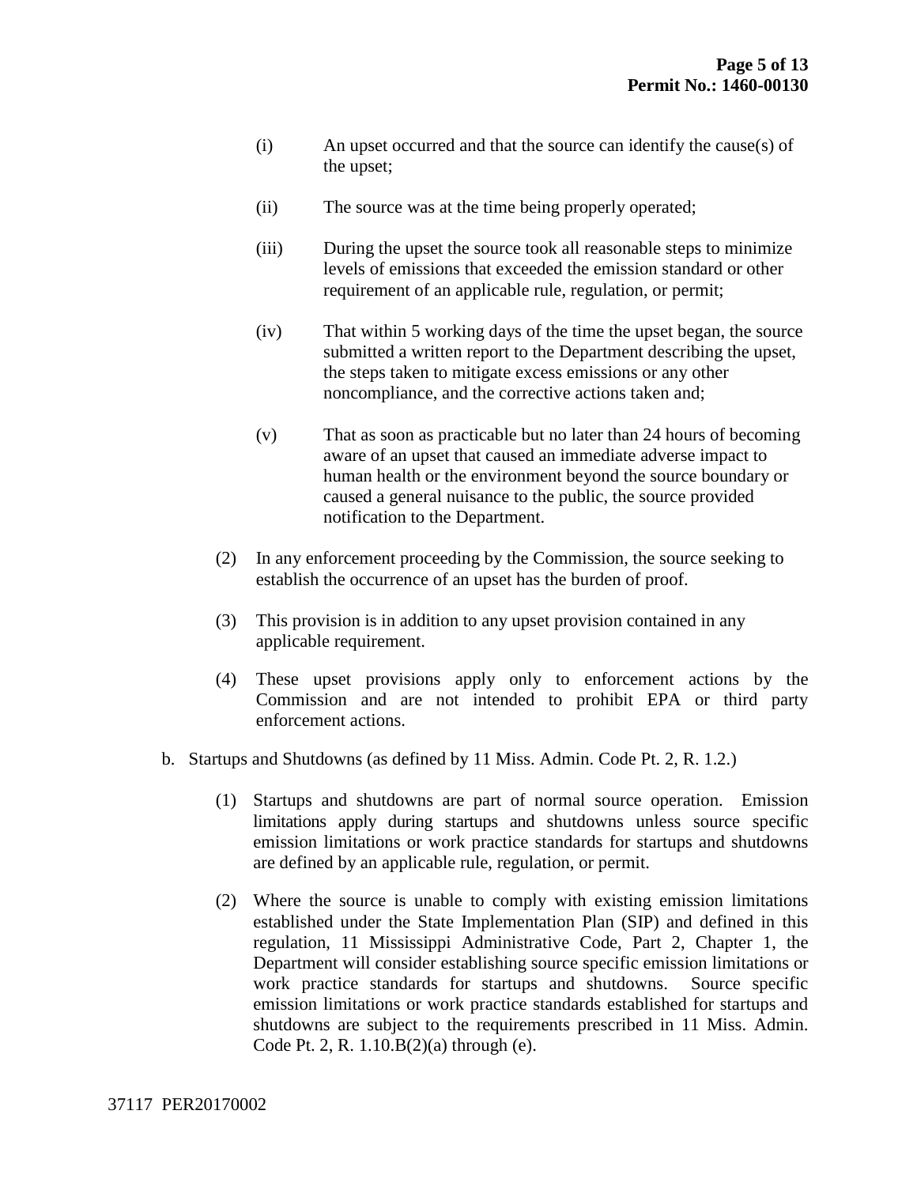(i) An upset occurred and that the source can identify the cause(s) of the upset;

(ii) The source was at the time being properly operated;

(iii) During the upset the source took all reasonable steps to minimize levels of emissions that exceeded the emission standard or other requirement of an applicable rule, regulation, or permit;

(iv) That within 5 working days of the time the upset began, the source submitted a written report to the Department describing the upset, the steps taken to mitigate excess emissions or any other noncompliance, and the corrective actions taken and;

(v) That as soon as practicable but no later than 24 hours of becoming aware of an upset that caused an immediate adverse impact to human health or the environment beyond the source boundary or caused a general nuisance to the public, the source provided notification to the Department.

(2) In any enforcement proceeding by the Commission, the source seeking to establish the occurrence of an upset has the burden of proof.

(3) This provision is in addition to any upset provision contained in any applicable requirement.

(4) These upset provisions apply only to enforcement actions by the Commission and are not intended to prohibit EPA or third party enforcement actions.

b. Startups and Shutdowns (as defined by 11 Miss. Admin. Code Pt. 2, R. 1.2.)

(1) Startups and shutdowns are part of normal source operation. Emission limitations apply during startups and shutdowns unless source specific emission limitations or work practice standards for startups and shutdowns are defined by an applicable rule, regulation, or permit.

(2) Where the source is unable to comply with existing emission limitations established under the State Implementation Plan (SIP) and defined in this regulation, 11 Mississippi Administrative Code, Part 2, Chapter 1, the Department will consider establishing source specific emission limitations or work practice standards for startups and shutdowns. Source specific emission limitations or work practice standards established for startups and shutdowns are subject to the requirements prescribed in 11 Miss. Admin. Code Pt. 2, R. 1.10.B(2)(a) through (e).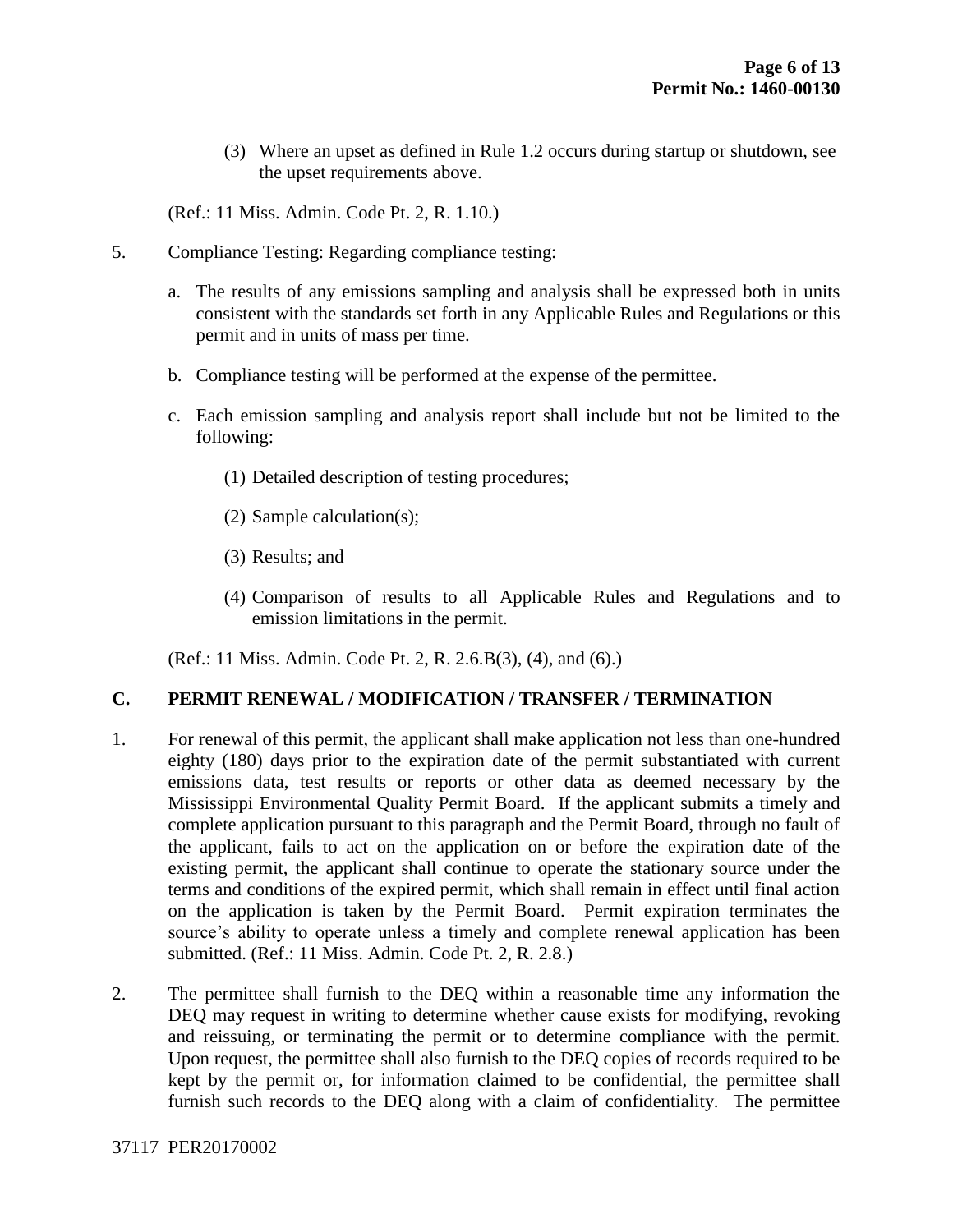(3) Where an upset as defined in Rule 1.2 occurs during startup or shutdown, see the upset requirements above.

(Ref.: 11 Miss. Admin. Code Pt. 2, R. 1.10.)

5. Compliance Testing: Regarding compliance testing:

   a. The results of any emissions sampling and analysis shall be expressed both in units consistent with the standards set forth in any Applicable Rules and Regulations or this permit and in units of mass per time.

   b. Compliance testing will be performed at the expense of the permittee.

   c. Each emission sampling and analysis report shall include but not be limited to the following:

      (1) Detailed description of testing procedures;

      (2) Sample calculation(s);

      (3) Results; and

      (4) Comparison of results to all Applicable Rules and Regulations and to emission limitations in the permit.

   (Ref.: 11 Miss. Admin. Code Pt. 2, R. 2.6.B(3), (4), and (6).)

## C. PERMIT RENEWAL / MODIFICATION / TRANSFER / TERMINATION

1. For renewal of this permit, the applicant shall make application not less than one-hundred eighty (180) days prior to the expiration date of the permit substantiated with current emissions data, test results or reports or other data as deemed necessary by the Mississippi Environmental Quality Permit Board. If the applicant submits a timely and complete application pursuant to this paragraph and the Permit Board, through no fault of the applicant, fails to act on the application on or before the expiration date of the existing permit, the applicant shall continue to operate the stationary source under the terms and conditions of the expired permit, which shall remain in effect until final action on the application is taken by the Permit Board. Permit expiration terminates the source's ability to operate unless a timely and complete renewal application has been submitted. (Ref.: 11 Miss. Admin. Code Pt. 2, R. 2.8.)

2. The permittee shall furnish to the DEQ within a reasonable time any information the DEQ may request in writing to determine whether cause exists for modifying, revoking and reissuing, or terminating the permit or to determine compliance with the permit. Upon request, the permittee shall also furnish to the DEQ copies of records required to be kept by the permit or, for information claimed to be confidential, the permittee shall furnish such records to the DEQ along with a claim of confidentiality. The permittee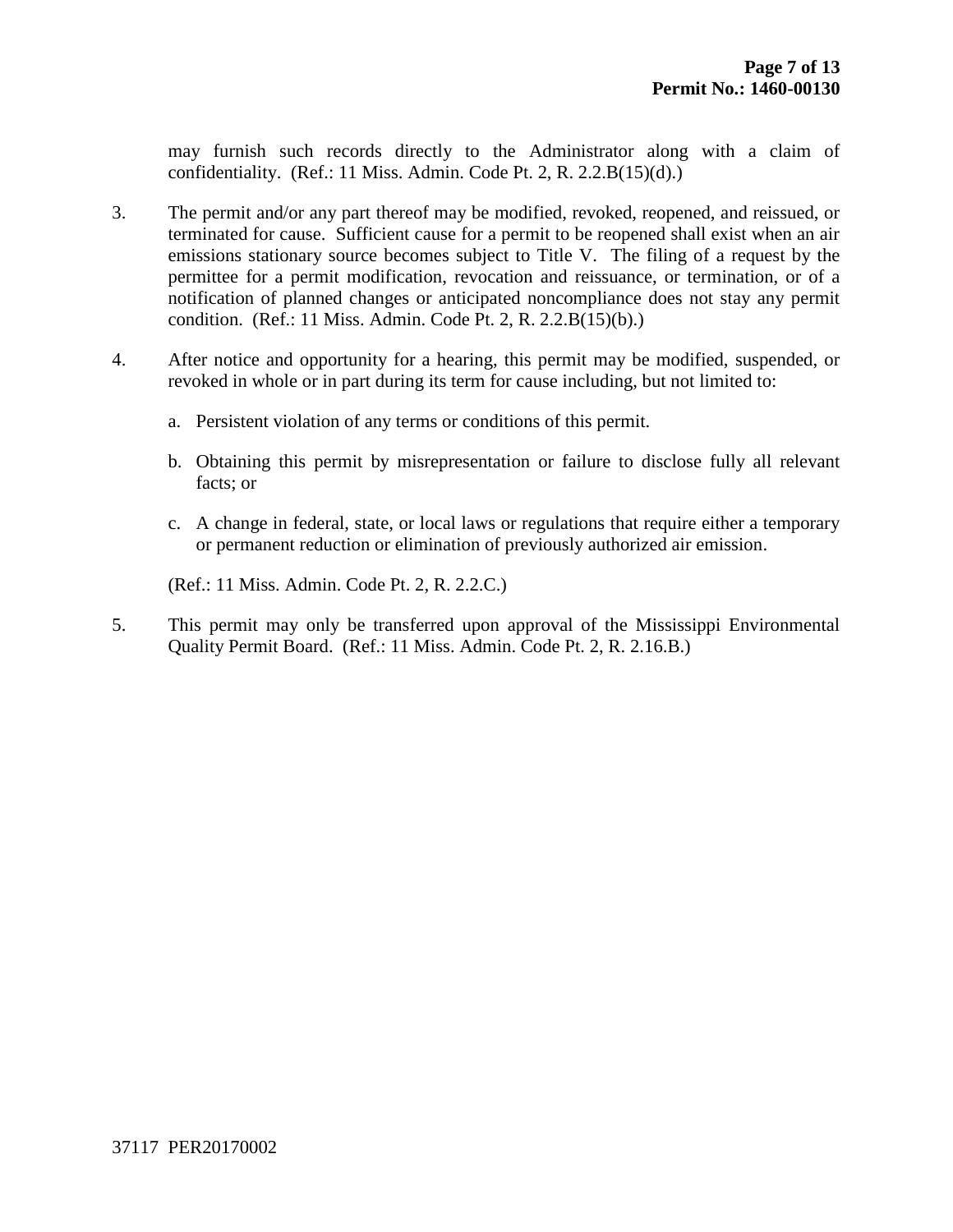may furnish such records directly to the Administrator along with a claim of confidentiality. (Ref.: 11 Miss. Admin. Code Pt. 2, R. 2.2.B(15)(d).)

3. The permit and/or any part thereof may be modified, revoked, reopened, and reissued, or terminated for cause. Sufficient cause for a permit to be reopened shall exist when an air emissions stationary source becomes subject to Title V. The filing of a request by the permittee for a permit modification, revocation and reissuance, or termination, or of a notification of planned changes or anticipated noncompliance does not stay any permit condition. (Ref.: 11 Miss. Admin. Code Pt. 2, R. 2.2.B(15)(b).)

4. After notice and opportunity for a hearing, this permit may be modified, suspended, or revoked in whole or in part during its term for cause including, but not limited to:

   a. Persistent violation of any terms or conditions of this permit.

   b. Obtaining this permit by misrepresentation or failure to disclose fully all relevant facts; or

   c. A change in federal, state, or local laws or regulations that require either a temporary or permanent reduction or elimination of previously authorized air emission.

   (Ref.: 11 Miss. Admin. Code Pt. 2, R. 2.2.C.)

5. This permit may only be transferred upon approval of the Mississippi Environmental Quality Permit Board. (Ref.: 11 Miss. Admin. Code Pt. 2, R. 2.16.B.)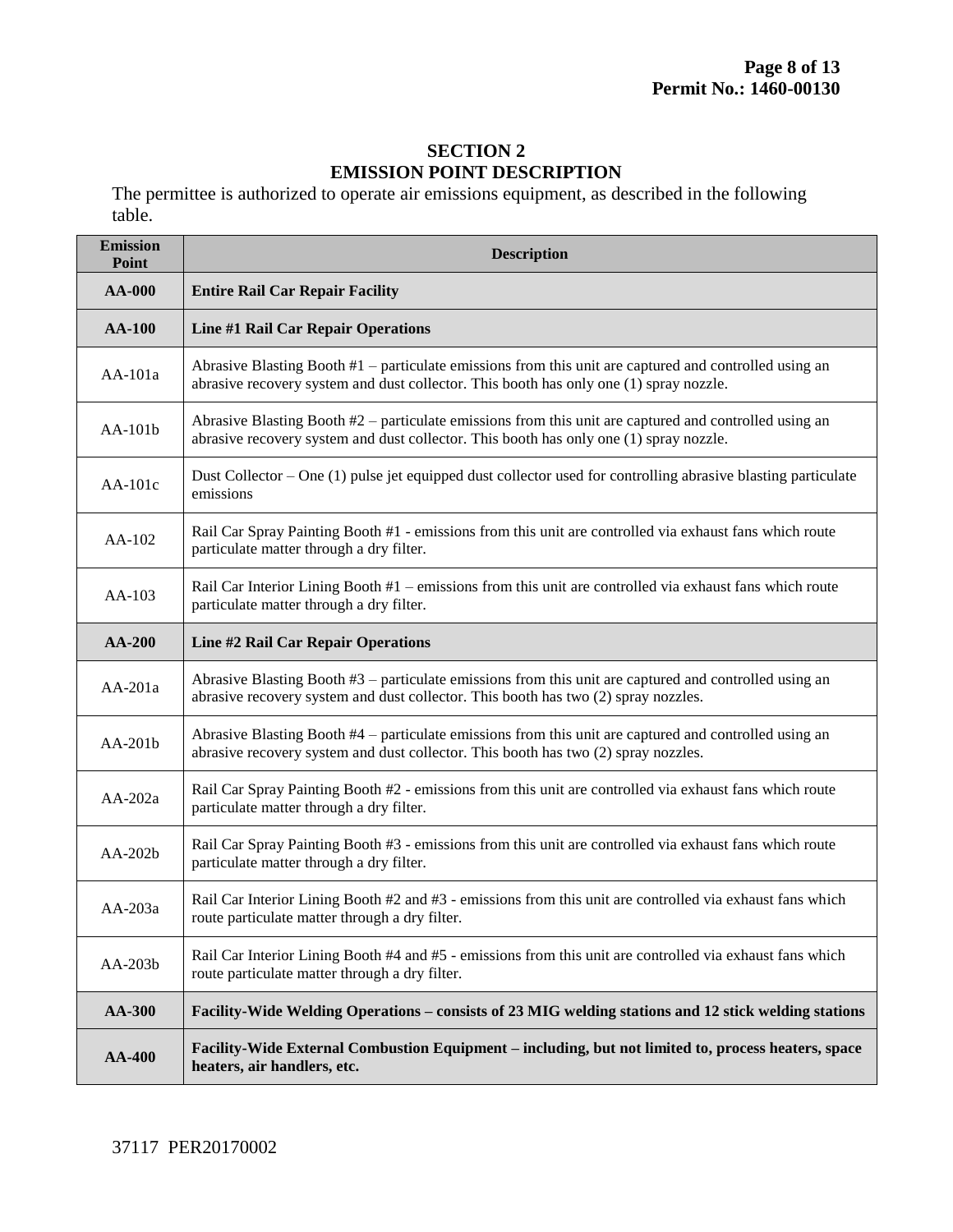## SECTION 2
## EMISSION POINT DESCRIPTION

The permittee is authorized to operate air emissions equipment, as described in the following table.

| Emission Point | Description |
|---|---|
| **AA-000** | **Entire Rail Car Repair Facility** |
| **AA-100** | **Line #1 Rail Car Repair Operations** |
| AA-101a | Abrasive Blasting Booth #1 – particulate emissions from this unit are captured and controlled using an abrasive recovery system and dust collector. This booth has only one (1) spray nozzle. |
| AA-101b | Abrasive Blasting Booth #2 – particulate emissions from this unit are captured and controlled using an abrasive recovery system and dust collector. This booth has only one (1) spray nozzle. |
| AA-101c | Dust Collector – One (1) pulse jet equipped dust collector used for controlling abrasive blasting particulate emissions |
| AA-102 | Rail Car Spray Painting Booth #1 - emissions from this unit are controlled via exhaust fans which route particulate matter through a dry filter. |
| AA-103 | Rail Car Interior Lining Booth #1 – emissions from this unit are controlled via exhaust fans which route particulate matter through a dry filter. |
| **AA-200** | **Line #2 Rail Car Repair Operations** |
| AA-201a | Abrasive Blasting Booth #3 – particulate emissions from this unit are captured and controlled using an abrasive recovery system and dust collector. This booth has two (2) spray nozzles. |
| AA-201b | Abrasive Blasting Booth #4 – particulate emissions from this unit are captured and controlled using an abrasive recovery system and dust collector. This booth has two (2) spray nozzles. |
| AA-202a | Rail Car Spray Painting Booth #2 - emissions from this unit are controlled via exhaust fans which route particulate matter through a dry filter. |
| AA-202b | Rail Car Spray Painting Booth #3 - emissions from this unit are controlled via exhaust fans which route particulate matter through a dry filter. |
| AA-203a | Rail Car Interior Lining Booth #2 and #3 - emissions from this unit are controlled via exhaust fans which route particulate matter through a dry filter. |
| AA-203b | Rail Car Interior Lining Booth #4 and #5 - emissions from this unit are controlled via exhaust fans which route particulate matter through a dry filter. |
| **AA-300** | **Facility-Wide Welding Operations – consists of 23 MIG welding stations and 12 stick welding stations** |
| **AA-400** | **Facility-Wide External Combustion Equipment – including, but not limited to, process heaters, space heaters, air handlers, etc.** |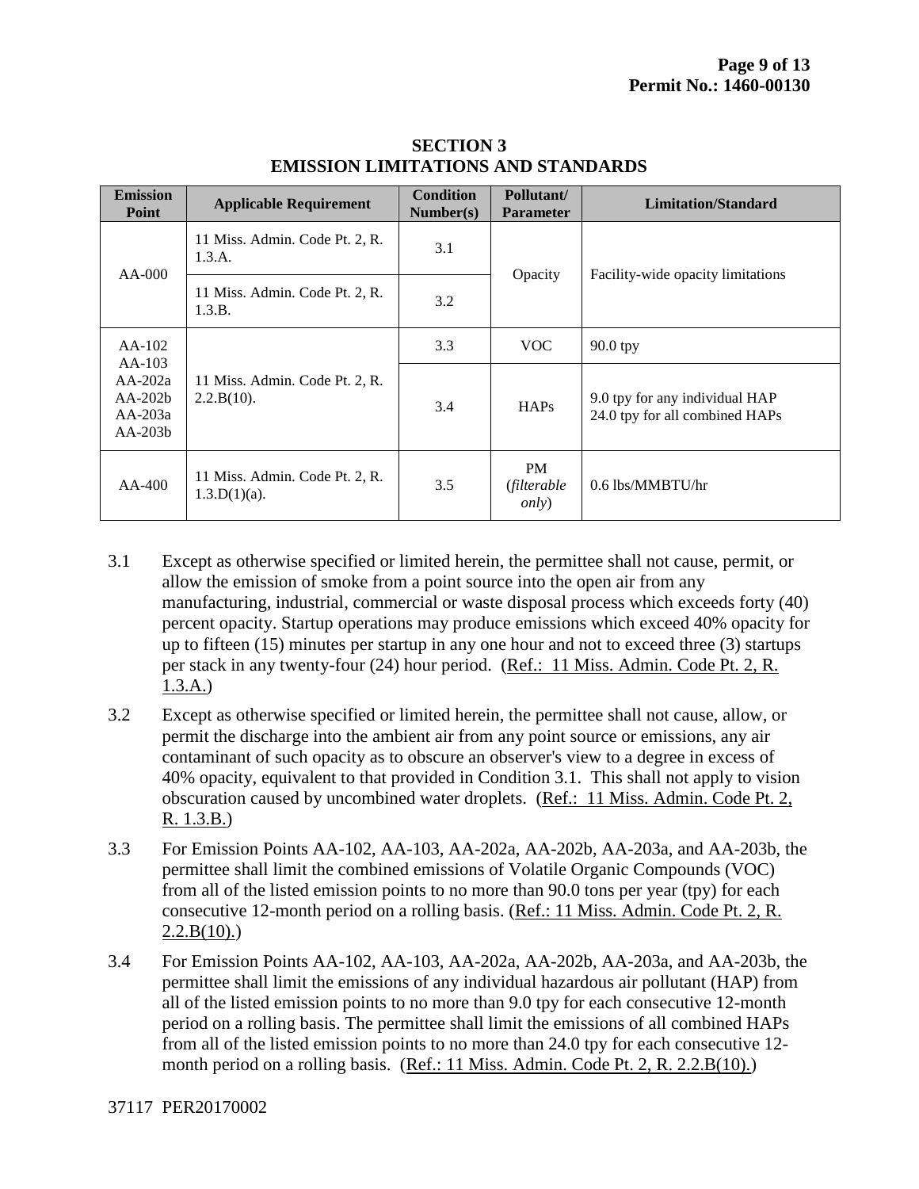## SECTION 3
## EMISSION LIMITATIONS AND STANDARDS

| Emission Point | Applicable Requirement | Condition Number(s) | Pollutant/ Parameter | Limitation/Standard |
|---|---|---|---|---|
| AA-000 | 11 Miss. Admin. Code Pt. 2, R. 1.3.A. | 3.1 | Opacity | Facility-wide opacity limitations |
| | 11 Miss. Admin. Code Pt. 2, R. 1.3.B. | 3.2 | | |
| AA-102<br>AA-103<br>AA-202a<br>AA-202b<br>AA-203a<br>AA-203b | 11 Miss. Admin. Code Pt. 2, R. 2.2.B(10). | 3.3 | VOC | 90.0 tpy |
| | | 3.4 | HAPs | 9.0 tpy for any individual HAP<br>24.0 tpy for all combined HAPs |
| AA-400 | 11 Miss. Admin. Code Pt. 2, R. 1.3.D(1)(a). | 3.5 | PM (*filterable only*) | 0.6 lbs/MMBTU/hr |

3.1 Except as otherwise specified or limited herein, the permittee shall not cause, permit, or allow the emission of smoke from a point source into the open air from any manufacturing, industrial, commercial or waste disposal process which exceeds forty (40) percent opacity. Startup operations may produce emissions which exceed 40% opacity for up to fifteen (15) minutes per startup in any one hour and not to exceed three (3) startups per stack in any twenty-four (24) hour period. (Ref.: 11 Miss. Admin. Code Pt. 2, R. 1.3.A.)

3.2 Except as otherwise specified or limited herein, the permittee shall not cause, allow, or permit the discharge into the ambient air from any point source or emissions, any air contaminant of such opacity as to obscure an observer's view to a degree in excess of 40% opacity, equivalent to that provided in Condition 3.1. This shall not apply to vision obscuration caused by uncombined water droplets. (Ref.: 11 Miss. Admin. Code Pt. 2, R. 1.3.B.)

3.3 For Emission Points AA-102, AA-103, AA-202a, AA-202b, AA-203a, and AA-203b, the permittee shall limit the combined emissions of Volatile Organic Compounds (VOC) from all of the listed emission points to no more than 90.0 tons per year (tpy) for each consecutive 12-month period on a rolling basis. (Ref.: 11 Miss. Admin. Code Pt. 2, R. 2.2.B(10).)

3.4 For Emission Points AA-102, AA-103, AA-202a, AA-202b, AA-203a, and AA-203b, the permittee shall limit the emissions of any individual hazardous air pollutant (HAP) from all of the listed emission points to no more than 9.0 tpy for each consecutive 12-month period on a rolling basis. The permittee shall limit the emissions of all combined HAPs from all of the listed emission points to no more than 24.0 tpy for each consecutive 12-month period on a rolling basis. (Ref.: 11 Miss. Admin. Code Pt. 2, R. 2.2.B(10).)

37117 PER20170002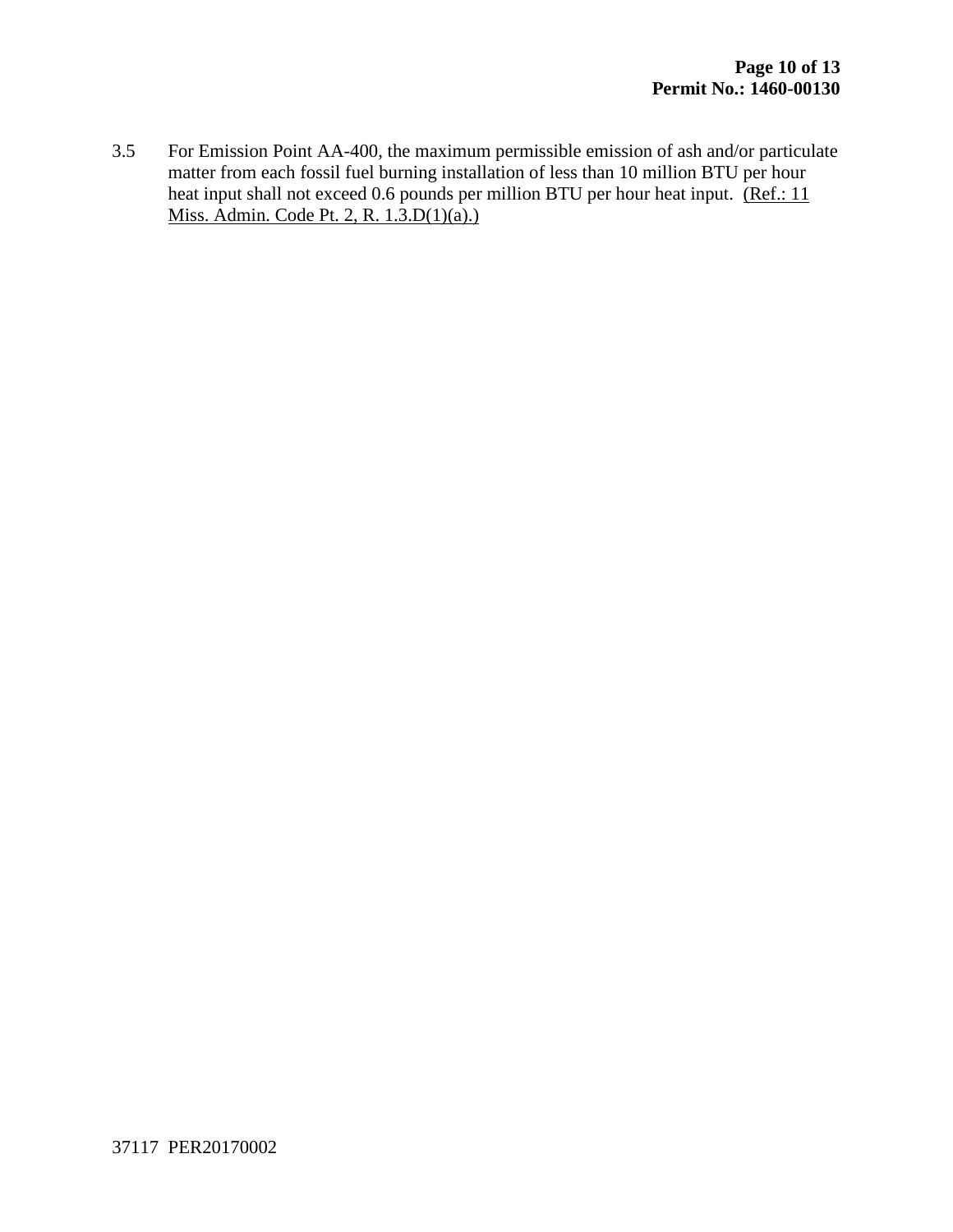3.5 For Emission Point AA-400, the maximum permissible emission of ash and/or particulate matter from each fossil fuel burning installation of less than 10 million BTU per hour heat input shall not exceed 0.6 pounds per million BTU per hour heat input. (Ref.: 11 Miss. Admin. Code Pt. 2, R. 1.3.D(1)(a).)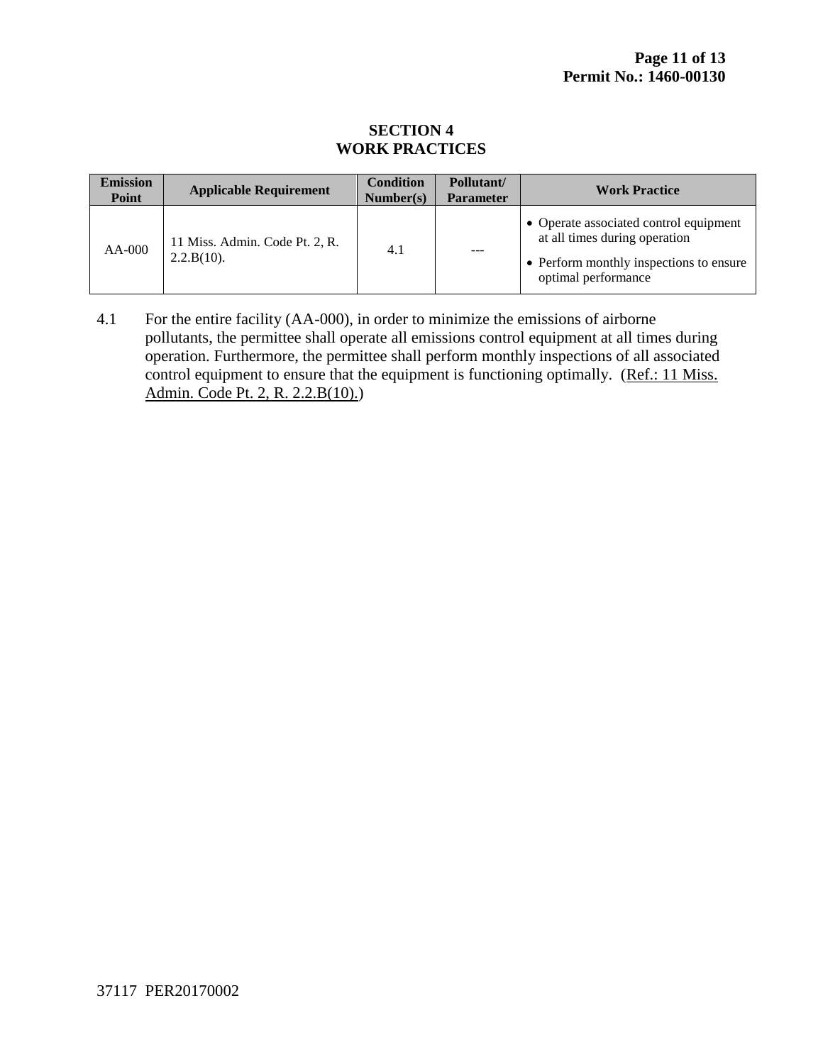# SECTION 4
# WORK PRACTICES

| Emission Point | Applicable Requirement | Condition Number(s) | Pollutant/ Parameter | Work Practice |
|---|---|---|---|---|
| AA-000 | 11 Miss. Admin. Code Pt. 2, R. 2.2.B(10). | 4.1 | --- | • Operate associated control equipment at all times during operation<br>• Perform monthly inspections to ensure optimal performance |

4.1 For the entire facility (AA-000), in order to minimize the emissions of airborne pollutants, the permittee shall operate all emissions control equipment at all times during operation. Furthermore, the permittee shall perform monthly inspections of all associated control equipment to ensure that the equipment is functioning optimally. (Ref.: 11 Miss. Admin. Code Pt. 2, R. 2.2.B(10).)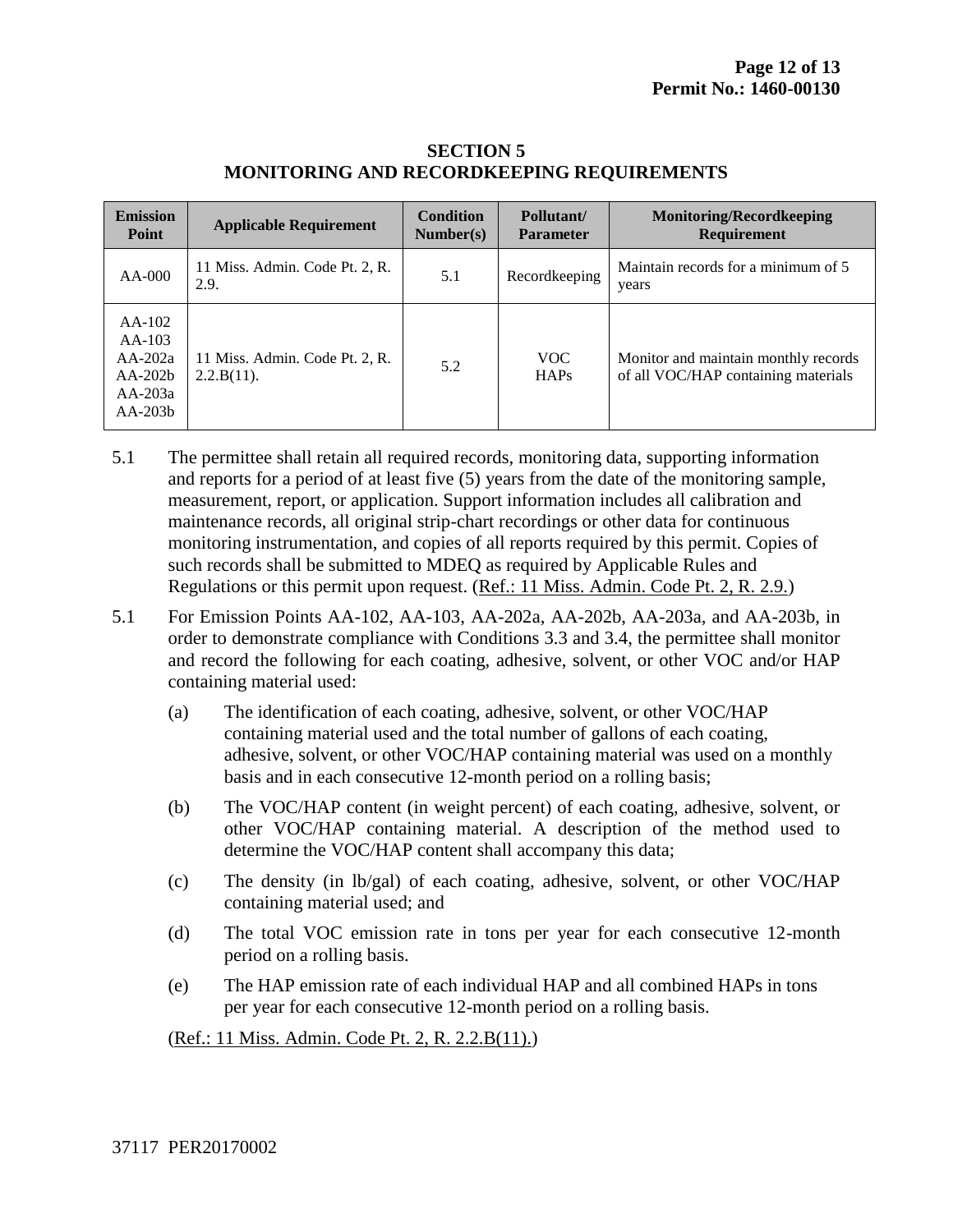# SECTION 5
# MONITORING AND RECORDKEEPING REQUIREMENTS

| Emission Point | Applicable Requirement | Condition Number(s) | Pollutant/ Parameter | Monitoring/Recordkeeping Requirement |
|---|---|---|---|---|
| AA-000 | 11 Miss. Admin. Code Pt. 2, R. 2.9. | 5.1 | Recordkeeping | Maintain records for a minimum of 5 years |
| AA-102<br>AA-103<br>AA-202a<br>AA-202b<br>AA-203a<br>AA-203b | 11 Miss. Admin. Code Pt. 2, R. 2.2.B(11). | 5.2 | VOC<br>HAPs | Monitor and maintain monthly records of all VOC/HAP containing materials |

5.1 The permittee shall retain all required records, monitoring data, supporting information and reports for a period of at least five (5) years from the date of the monitoring sample, measurement, report, or application. Support information includes all calibration and maintenance records, all original strip-chart recordings or other data for continuous monitoring instrumentation, and copies of all reports required by this permit. Copies of such records shall be submitted to MDEQ as required by Applicable Rules and Regulations or this permit upon request. (Ref.: 11 Miss. Admin. Code Pt. 2, R. 2.9.)

5.1 For Emission Points AA-102, AA-103, AA-202a, AA-202b, AA-203a, and AA-203b, in order to demonstrate compliance with Conditions 3.3 and 3.4, the permittee shall monitor and record the following for each coating, adhesive, solvent, or other VOC and/or HAP containing material used:

(a) The identification of each coating, adhesive, solvent, or other VOC/HAP containing material used and the total number of gallons of each coating, adhesive, solvent, or other VOC/HAP containing material was used on a monthly basis and in each consecutive 12-month period on a rolling basis;

(b) The VOC/HAP content (in weight percent) of each coating, adhesive, solvent, or other VOC/HAP containing material. A description of the method used to determine the VOC/HAP content shall accompany this data;

(c) The density (in lb/gal) of each coating, adhesive, solvent, or other VOC/HAP containing material used; and

(d) The total VOC emission rate in tons per year for each consecutive 12-month period on a rolling basis.

(e) The HAP emission rate of each individual HAP and all combined HAPs in tons per year for each consecutive 12-month period on a rolling basis.

(Ref.: 11 Miss. Admin. Code Pt. 2, R. 2.2.B(11).)

37117 PER20170002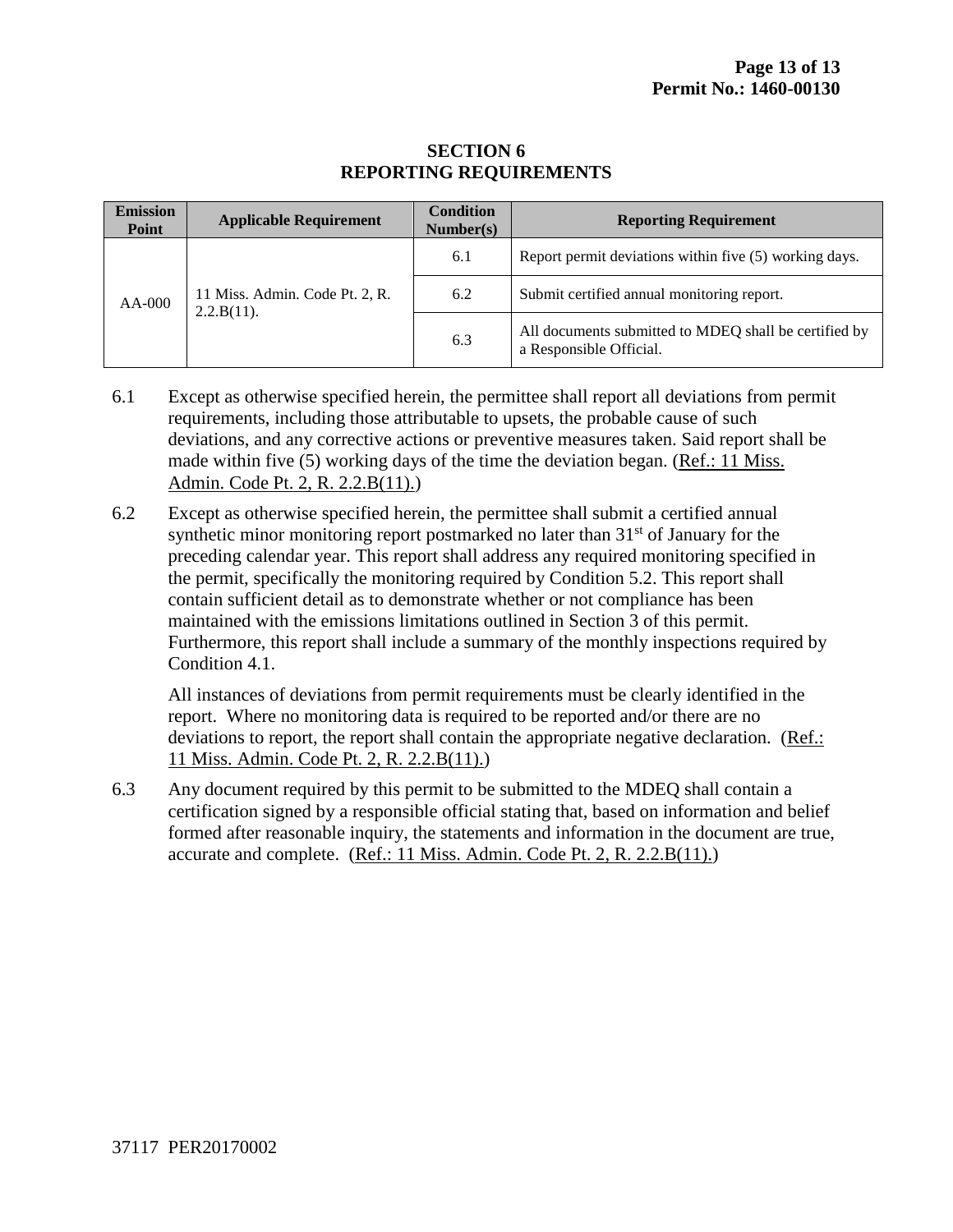# SECTION 6
# REPORTING REQUIREMENTS

| Emission Point | Applicable Requirement | Condition Number(s) | Reporting Requirement |
|---|---|---|---|
| AA-000 | 11 Miss. Admin. Code Pt. 2, R. 2.2.B(11). | 6.1 | Report permit deviations within five (5) working days. |
| | | 6.2 | Submit certified annual monitoring report. |
| | | 6.3 | All documents submitted to MDEQ shall be certified by a Responsible Official. |

6.1 Except as otherwise specified herein, the permittee shall report all deviations from permit requirements, including those attributable to upsets, the probable cause of such deviations, and any corrective actions or preventive measures taken. Said report shall be made within five (5) working days of the time the deviation began. (Ref.: 11 Miss. Admin. Code Pt. 2, R. 2.2.B(11).)

6.2 Except as otherwise specified herein, the permittee shall submit a certified annual synthetic minor monitoring report postmarked no later than 31st of January for the preceding calendar year. This report shall address any required monitoring specified in the permit, specifically the monitoring required by Condition 5.2. This report shall contain sufficient detail as to demonstrate whether or not compliance has been maintained with the emissions limitations outlined in Section 3 of this permit. Furthermore, this report shall include a summary of the monthly inspections required by Condition 4.1.

All instances of deviations from permit requirements must be clearly identified in the report. Where no monitoring data is required to be reported and/or there are no deviations to report, the report shall contain the appropriate negative declaration. (Ref.: 11 Miss. Admin. Code Pt. 2, R. 2.2.B(11).)

6.3 Any document required by this permit to be submitted to the MDEQ shall contain a certification signed by a responsible official stating that, based on information and belief formed after reasonable inquiry, the statements and information in the document are true, accurate and complete. (Ref.: 11 Miss. Admin. Code Pt. 2, R. 2.2.B(11).)

37117 PER20170002